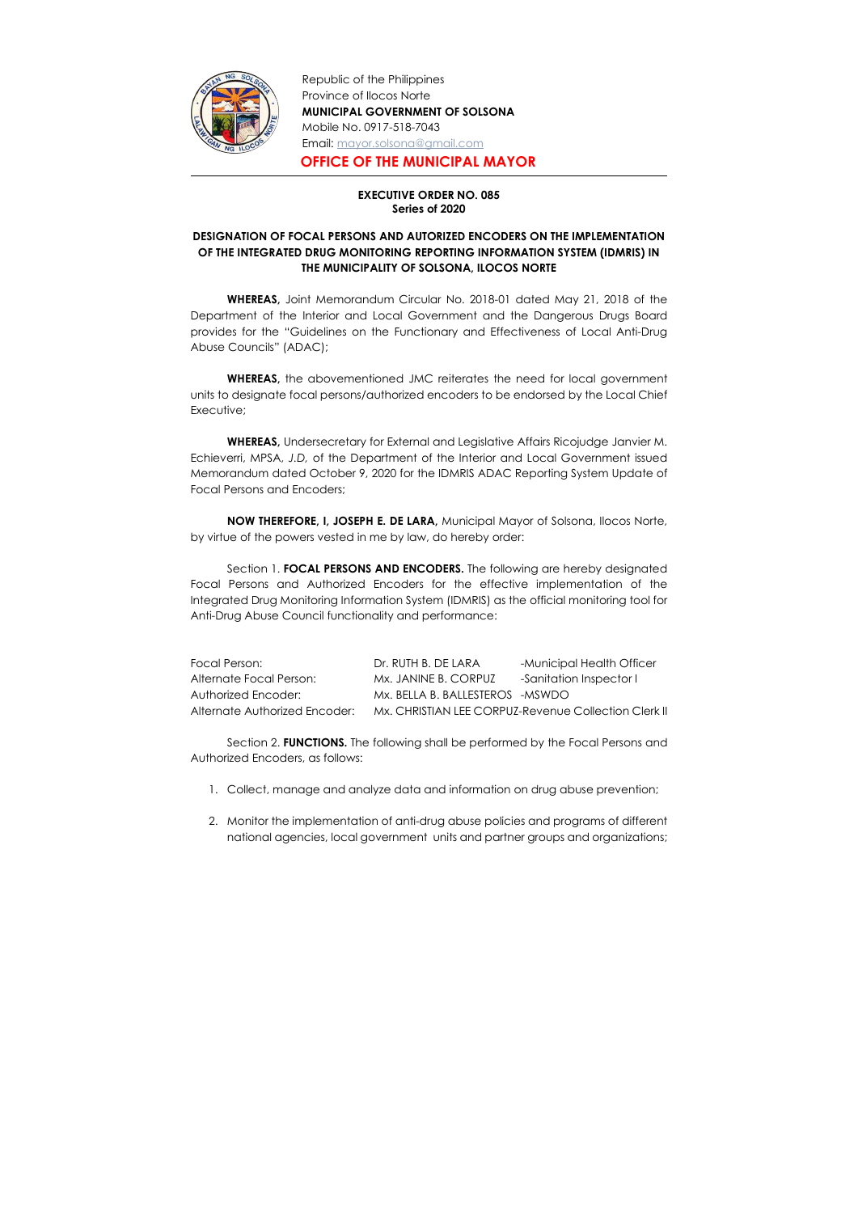Republic of the Philippines
Province of Ilocos Norte
**MUNICIPAL GOVERNMENT OF SOLSONA**
Mobile No. 0917-518-7043
Email: mayor.solsona@gmail.com

**OFFICE OF THE MUNICIPAL MAYOR**

---

**EXECUTIVE ORDER NO. 085**
**Series of 2020**

## DESIGNATION OF FOCAL PERSONS AND AUTORIZED ENCODERS ON THE IMPLEMENTATION OF THE INTEGRATED DRUG MONITORING REPORTING INFORMATION SYSTEM (IDMRIS) IN THE MUNICIPALITY OF SOLSONA, ILOCOS NORTE

**WHEREAS,** Joint Memorandum Circular No. 2018-01 dated May 21, 2018 of the Department of the Interior and Local Government and the Dangerous Drugs Board provides for the "Guidelines on the Functionary and Effectiveness of Local Anti-Drug Abuse Councils" (ADAC);

**WHEREAS,** the abovementioned JMC reiterates the need for local government units to designate focal persons/authorized encoders to be endorsed by the Local Chief Executive;

**WHEREAS,** Undersecretary for External and Legislative Affairs Ricojudge Janvier M. Echieverri, MPSA, *J.D,* of the Department of the Interior and Local Government issued Memorandum dated October 9, 2020 for the IDMRIS ADAC Reporting System Update of Focal Persons and Encoders;

**NOW THEREFORE, I, JOSEPH E. DE LARA,** Municipal Mayor of Solsona, Ilocos Norte, by virtue of the powers vested in me by law, do hereby order:

Section 1. **FOCAL PERSONS AND ENCODERS.** The following are hereby designated Focal Persons and Authorized Encoders for the effective implementation of the Integrated Drug Monitoring Information System (IDMRIS) as the official monitoring tool for Anti-Drug Abuse Council functionality and performance:

| | | |
|---|---|---|
| Focal Person: | Dr. RUTH B. DE LARA | -Municipal Health Officer |
| Alternate Focal Person: | Mx. JANINE B. CORPUZ | -Sanitation Inspector I |
| Authorized Encoder: | Mx. BELLA B. BALLESTEROS | -MSWDO |
| Alternate Authorized Encoder: | Mx. CHRISTIAN LEE CORPUZ | -Revenue Collection Clerk II |

Section 2. **FUNCTIONS.** The following shall be performed by the Focal Persons and Authorized Encoders, as follows:

1. Collect, manage and analyze data and information on drug abuse prevention;
2. Monitor the implementation of anti-drug abuse policies and programs of different national agencies, local government units and partner groups and organizations;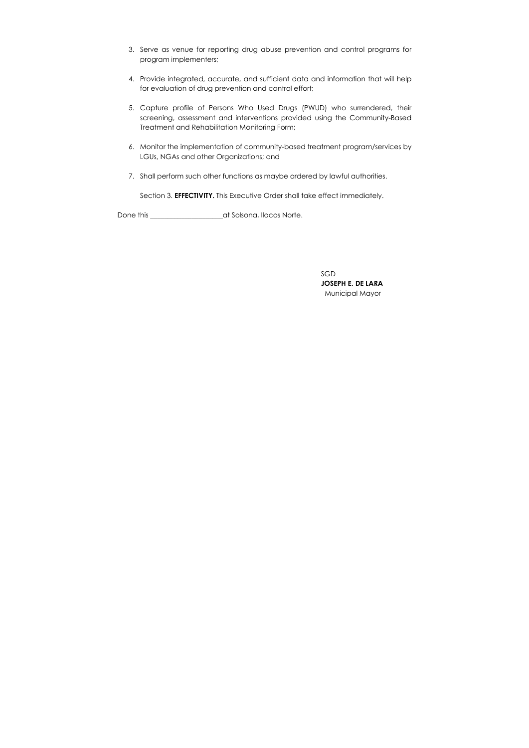3. Serve as venue for reporting drug abuse prevention and control programs for program implementers;

4. Provide integrated, accurate, and sufficient data and information that will help for evaluation of drug prevention and control effort;

5. Capture profile of Persons Who Used Drugs (PWUD) who surrendered, their screening, assessment and interventions provided using the Community-Based Treatment and Rehabilitation Monitoring Form;

6. Monitor the implementation of community-based treatment program/services by LGUs, NGAs and other Organizations; and

7. Shall perform such other functions as maybe ordered by lawful authorities.

Section 3. **EFFECTIVITY.** This Executive Order shall take effect immediately.

Done this ____________________at Solsona, Ilocos Norte.

SGD
**JOSEPH E. DE LARA**
Municipal Mayor